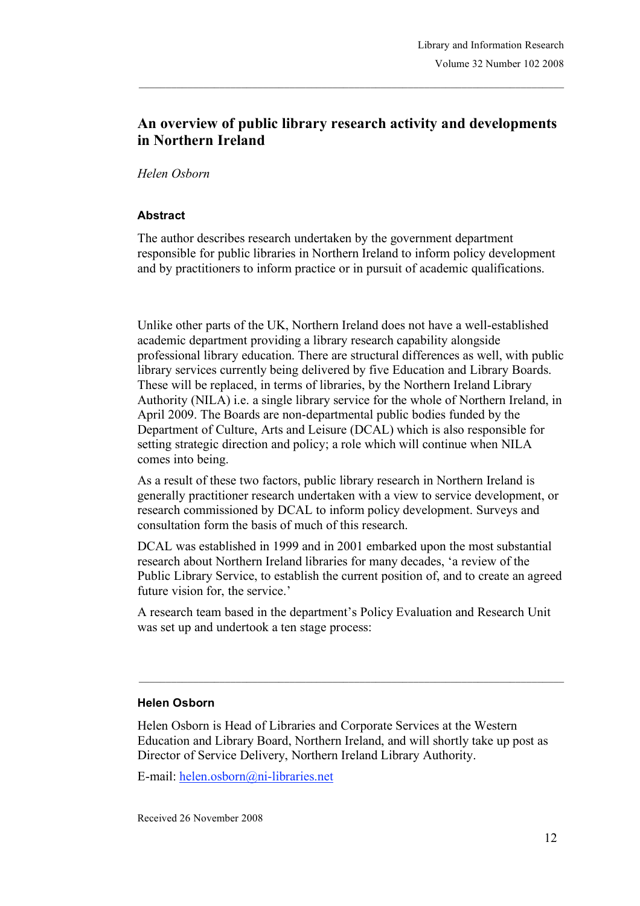# An overview of public library research activity and developments in Northern Ireland

*Helen Osborn*

### Abstract

The author describes research undertaken by the government department responsible for public libraries in Northern Ireland to inform policy development and by practitioners to inform practice or in pursuit of academic qualifications.

Unlike other parts of the UK, Northern Ireland does not have a well-established academic department providing a library research capability alongside professional library education. There are structural differences as well, with public library services currently being delivered by five Education and Library Boards. These will be replaced, in terms of libraries, by the Northern Ireland Library Authority (NILA) i.e. a single library service for the whole of Northern Ireland, in April 2009. The Boards are non-departmental public bodies funded by the Department of Culture, Arts and Leisure (DCAL) which is also responsible for setting strategic direction and policy; a role which will continue when NILA comes into being.

As a result of these two factors, public library research in Northern Ireland is generally practitioner research undertaken with a view to service development, or research commissioned by DCAL to inform policy development. Surveys and consultation form the basis of much of this research.

DCAL was established in 1999 and in 2001 embarked upon the most substantial research about Northern Ireland libraries for many decades, 'a review of the Public Library Service, to establish the current position of, and to create an agreed future vision for, the service.'

A research team based in the department's Policy Evaluation and Research Unit was set up and undertook a ten stage process:

---

### Helen Osborn

Helen Osborn is Head of Libraries and Corporate Services at the Western Education and Library Board, Northern Ireland, and will shortly take up post as Director of Service Delivery, Northern Ireland Library Authority.

E-mail: helen.osborn@ni-libraries.net

Received 26 November 2008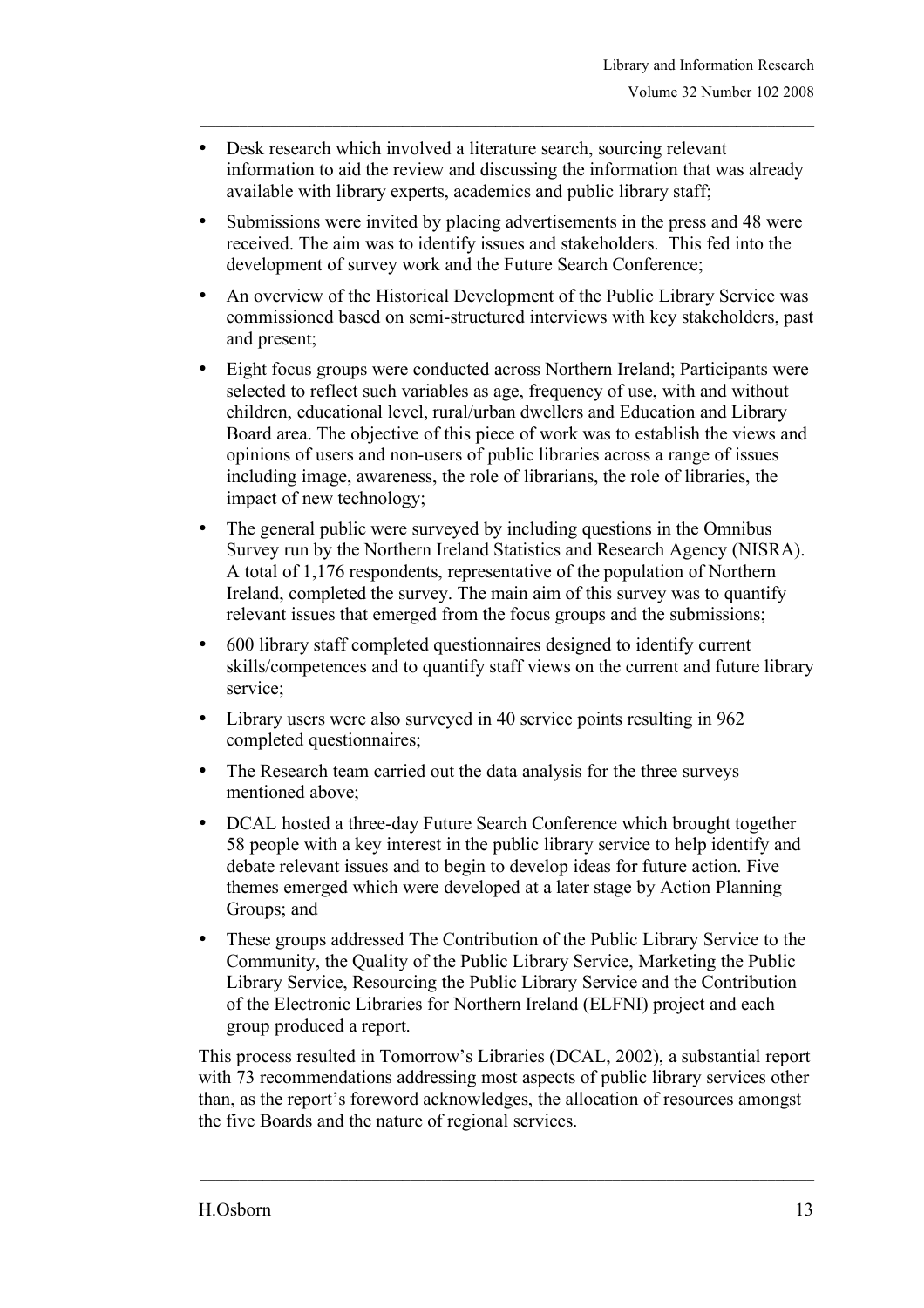- Desk research which involved a literature search, sourcing relevant information to aid the review and discussing the information that was already available with library experts, academics and public library staff;
- Submissions were invited by placing advertisements in the press and 48 were received. The aim was to identify issues and stakeholders. This fed into the development of survey work and the Future Search Conference;
- An overview of the Historical Development of the Public Library Service was commissioned based on semi-structured interviews with key stakeholders, past and present;
- Eight focus groups were conducted across Northern Ireland; Participants were selected to reflect such variables as age, frequency of use, with and without children, educational level, rural/urban dwellers and Education and Library Board area. The objective of this piece of work was to establish the views and opinions of users and non-users of public libraries across a range of issues including image, awareness, the role of librarians, the role of libraries, the impact of new technology;
- The general public were surveyed by including questions in the Omnibus Survey run by the Northern Ireland Statistics and Research Agency (NISRA). A total of 1,176 respondents, representative of the population of Northern Ireland, completed the survey. The main aim of this survey was to quantify relevant issues that emerged from the focus groups and the submissions;
- 600 library staff completed questionnaires designed to identify current skills/competences and to quantify staff views on the current and future library service;
- Library users were also surveyed in 40 service points resulting in 962 completed questionnaires;
- The Research team carried out the data analysis for the three surveys mentioned above;
- DCAL hosted a three-day Future Search Conference which brought together 58 people with a key interest in the public library service to help identify and debate relevant issues and to begin to develop ideas for future action. Five themes emerged which were developed at a later stage by Action Planning Groups; and
- These groups addressed The Contribution of the Public Library Service to the Community, the Quality of the Public Library Service, Marketing the Public Library Service, Resourcing the Public Library Service and the Contribution of the Electronic Libraries for Northern Ireland (ELFNI) project and each group produced a report.

This process resulted in Tomorrow's Libraries (DCAL, 2002), a substantial report with 73 recommendations addressing most aspects of public library services other than, as the report's foreword acknowledges, the allocation of resources amongst the five Boards and the nature of regional services.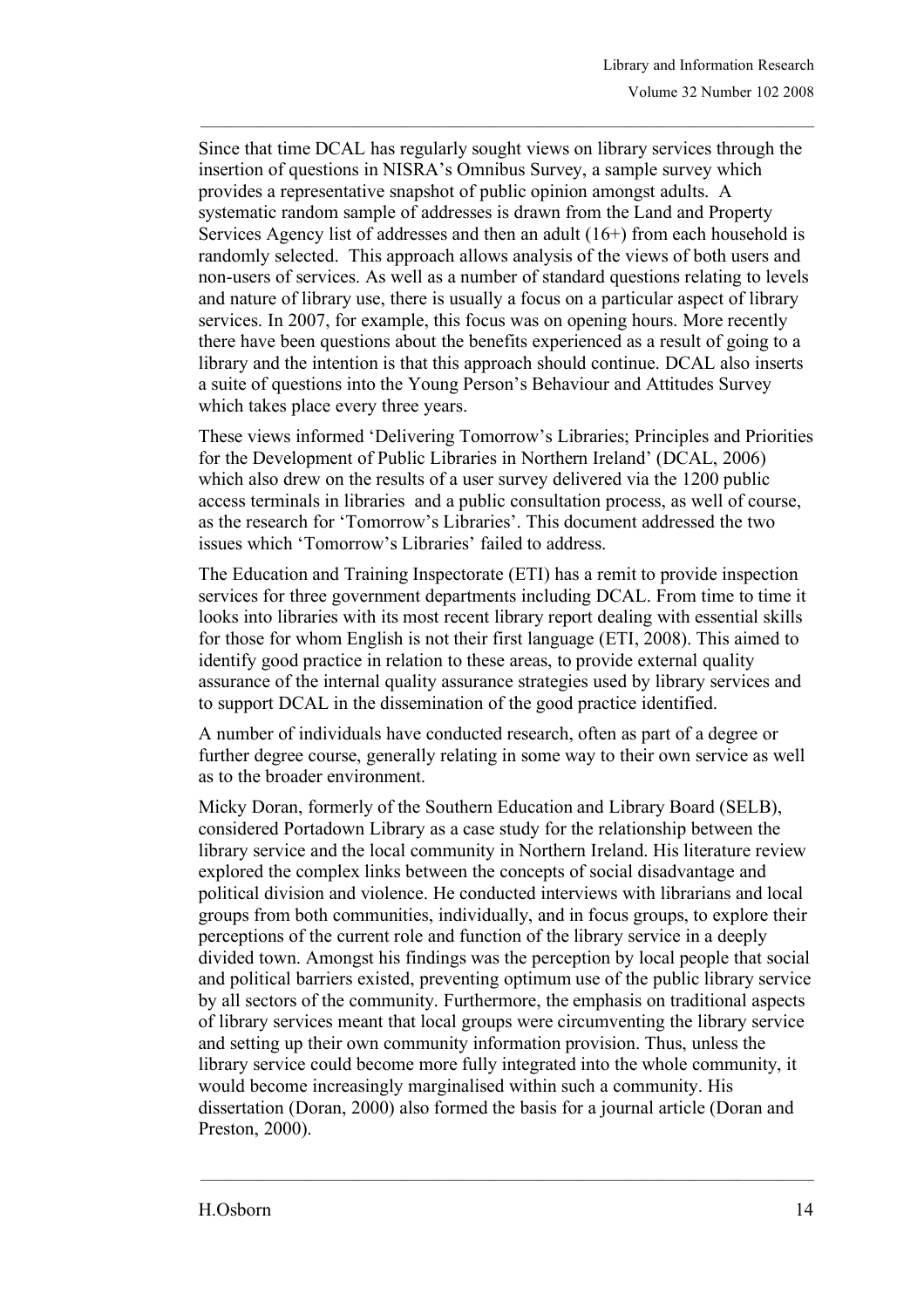Since that time DCAL has regularly sought views on library services through the insertion of questions in NISRA's Omnibus Survey, a sample survey which provides a representative snapshot of public opinion amongst adults. A systematic random sample of addresses is drawn from the Land and Property Services Agency list of addresses and then an adult (16+) from each household is randomly selected. This approach allows analysis of the views of both users and non-users of services. As well as a number of standard questions relating to levels and nature of library use, there is usually a focus on a particular aspect of library services. In 2007, for example, this focus was on opening hours. More recently there have been questions about the benefits experienced as a result of going to a library and the intention is that this approach should continue. DCAL also inserts a suite of questions into the Young Person's Behaviour and Attitudes Survey which takes place every three years.

These views informed 'Delivering Tomorrow's Libraries; Principles and Priorities for the Development of Public Libraries in Northern Ireland' (DCAL, 2006) which also drew on the results of a user survey delivered via the 1200 public access terminals in libraries and a public consultation process, as well of course, as the research for 'Tomorrow's Libraries'. This document addressed the two issues which 'Tomorrow's Libraries' failed to address.

The Education and Training Inspectorate (ETI) has a remit to provide inspection services for three government departments including DCAL. From time to time it looks into libraries with its most recent library report dealing with essential skills for those for whom English is not their first language (ETI, 2008). This aimed to identify good practice in relation to these areas, to provide external quality assurance of the internal quality assurance strategies used by library services and to support DCAL in the dissemination of the good practice identified.

A number of individuals have conducted research, often as part of a degree or further degree course, generally relating in some way to their own service as well as to the broader environment.

Micky Doran, formerly of the Southern Education and Library Board (SELB), considered Portadown Library as a case study for the relationship between the library service and the local community in Northern Ireland. His literature review explored the complex links between the concepts of social disadvantage and political division and violence. He conducted interviews with librarians and local groups from both communities, individually, and in focus groups, to explore their perceptions of the current role and function of the library service in a deeply divided town. Amongst his findings was the perception by local people that social and political barriers existed, preventing optimum use of the public library service by all sectors of the community. Furthermore, the emphasis on traditional aspects of library services meant that local groups were circumventing the library service and setting up their own community information provision. Thus, unless the library service could become more fully integrated into the whole community, it would become increasingly marginalised within such a community. His dissertation (Doran, 2000) also formed the basis for a journal article (Doran and Preston, 2000).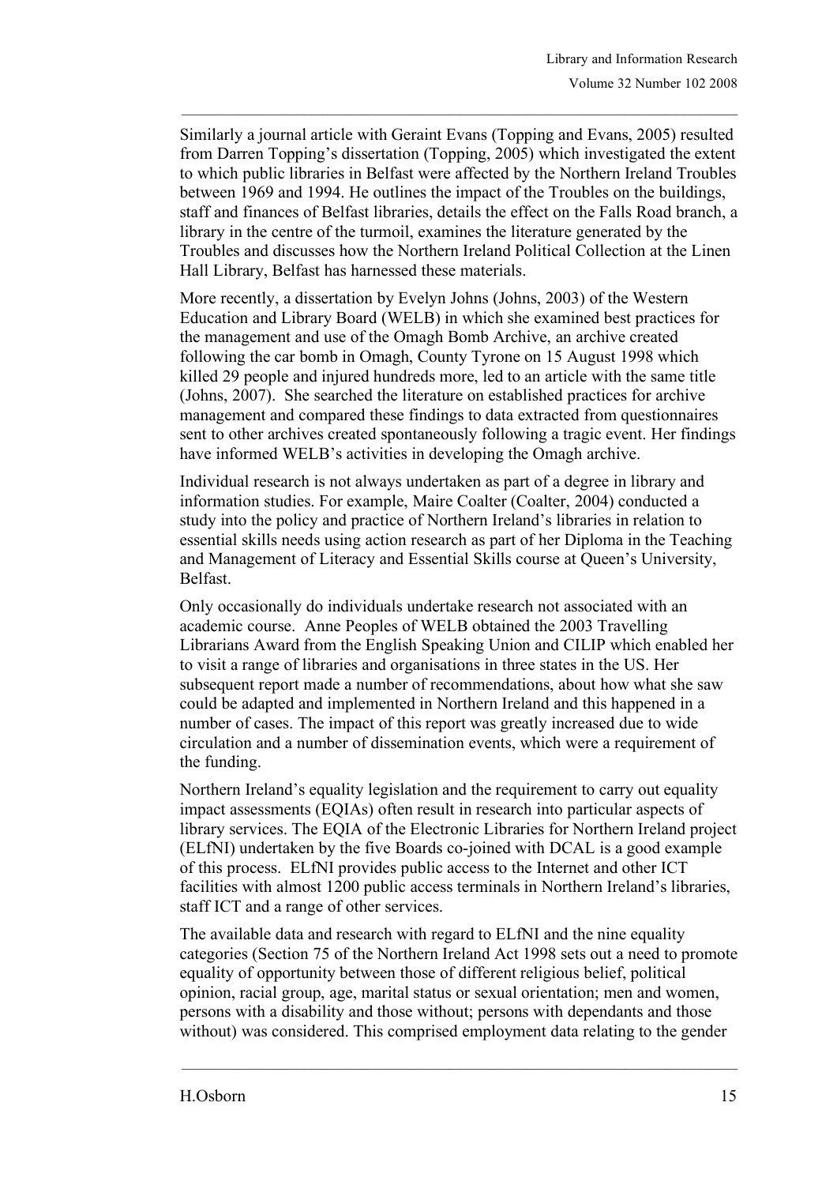Similarly a journal article with Geraint Evans (Topping and Evans, 2005) resulted from Darren Topping's dissertation (Topping, 2005) which investigated the extent to which public libraries in Belfast were affected by the Northern Ireland Troubles between 1969 and 1994. He outlines the impact of the Troubles on the buildings, staff and finances of Belfast libraries, details the effect on the Falls Road branch, a library in the centre of the turmoil, examines the literature generated by the Troubles and discusses how the Northern Ireland Political Collection at the Linen Hall Library, Belfast has harnessed these materials.

More recently, a dissertation by Evelyn Johns (Johns, 2003) of the Western Education and Library Board (WELB) in which she examined best practices for the management and use of the Omagh Bomb Archive, an archive created following the car bomb in Omagh, County Tyrone on 15 August 1998 which killed 29 people and injured hundreds more, led to an article with the same title (Johns, 2007). She searched the literature on established practices for archive management and compared these findings to data extracted from questionnaires sent to other archives created spontaneously following a tragic event. Her findings have informed WELB's activities in developing the Omagh archive.

Individual research is not always undertaken as part of a degree in library and information studies. For example, Maire Coalter (Coalter, 2004) conducted a study into the policy and practice of Northern Ireland's libraries in relation to essential skills needs using action research as part of her Diploma in the Teaching and Management of Literacy and Essential Skills course at Queen's University, Belfast.

Only occasionally do individuals undertake research not associated with an academic course. Anne Peoples of WELB obtained the 2003 Travelling Librarians Award from the English Speaking Union and CILIP which enabled her to visit a range of libraries and organisations in three states in the US. Her subsequent report made a number of recommendations, about how what she saw could be adapted and implemented in Northern Ireland and this happened in a number of cases. The impact of this report was greatly increased due to wide circulation and a number of dissemination events, which were a requirement of the funding.

Northern Ireland's equality legislation and the requirement to carry out equality impact assessments (EQIAs) often result in research into particular aspects of library services. The EQIA of the Electronic Libraries for Northern Ireland project (ELfNI) undertaken by the five Boards co-joined with DCAL is a good example of this process. ELfNI provides public access to the Internet and other ICT facilities with almost 1200 public access terminals in Northern Ireland's libraries, staff ICT and a range of other services.

The available data and research with regard to ELfNI and the nine equality categories (Section 75 of the Northern Ireland Act 1998 sets out a need to promote equality of opportunity between those of different religious belief, political opinion, racial group, age, marital status or sexual orientation; men and women, persons with a disability and those without; persons with dependants and those without) was considered. This comprised employment data relating to the gender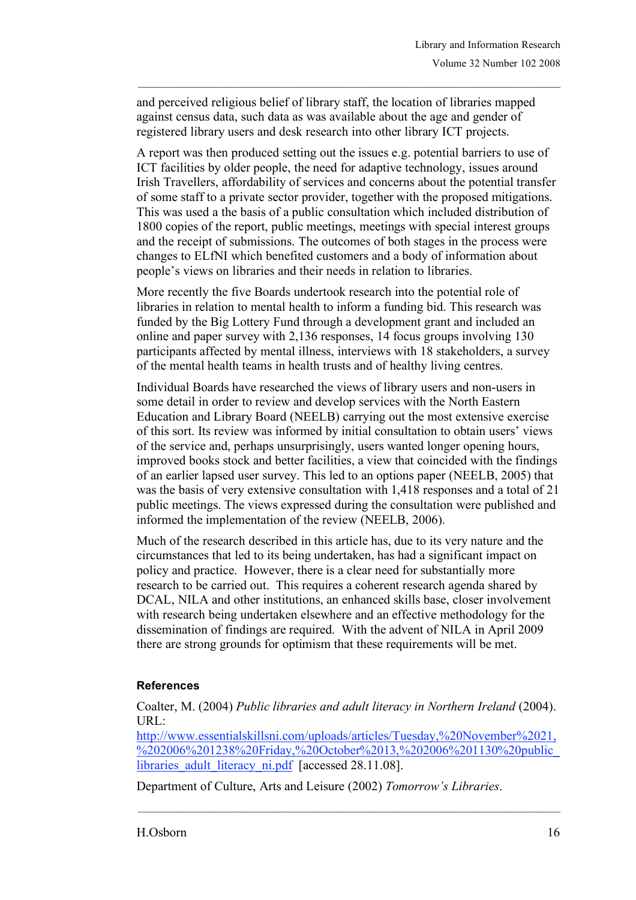and perceived religious belief of library staff, the location of libraries mapped against census data, such data as was available about the age and gender of registered library users and desk research into other library ICT projects.

A report was then produced setting out the issues e.g. potential barriers to use of ICT facilities by older people, the need for adaptive technology, issues around Irish Travellers, affordability of services and concerns about the potential transfer of some staff to a private sector provider, together with the proposed mitigations. This was used a the basis of a public consultation which included distribution of 1800 copies of the report, public meetings, meetings with special interest groups and the receipt of submissions. The outcomes of both stages in the process were changes to ELfNI which benefited customers and a body of information about people's views on libraries and their needs in relation to libraries.

More recently the five Boards undertook research into the potential role of libraries in relation to mental health to inform a funding bid. This research was funded by the Big Lottery Fund through a development grant and included an online and paper survey with 2,136 responses, 14 focus groups involving 130 participants affected by mental illness, interviews with 18 stakeholders, a survey of the mental health teams in health trusts and of healthy living centres.

Individual Boards have researched the views of library users and non-users in some detail in order to review and develop services with the North Eastern Education and Library Board (NEELB) carrying out the most extensive exercise of this sort. Its review was informed by initial consultation to obtain users' views of the service and, perhaps unsurprisingly, users wanted longer opening hours, improved books stock and better facilities, a view that coincided with the findings of an earlier lapsed user survey. This led to an options paper (NEELB, 2005) that was the basis of very extensive consultation with 1,418 responses and a total of 21 public meetings. The views expressed during the consultation were published and informed the implementation of the review (NEELB, 2006).

Much of the research described in this article has, due to its very nature and the circumstances that led to its being undertaken, has had a significant impact on policy and practice. However, there is a clear need for substantially more research to be carried out. This requires a coherent research agenda shared by DCAL, NILA and other institutions, an enhanced skills base, closer involvement with research being undertaken elsewhere and an effective methodology for the dissemination of findings are required. With the advent of NILA in April 2009 there are strong grounds for optimism that these requirements will be met.

### References

Coalter, M. (2004) *Public libraries and adult literacy in Northern Ireland* (2004). URL: http://www.essentialskillsni.com/uploads/articles/Tuesday,%20November%2021,%202006%201238%20Friday,%20October%2013,%202006%201130%20public_libraries_adult_literacy_ni.pdf [accessed 28.11.08].

Department of Culture, Arts and Leisure (2002) *Tomorrow's Libraries*.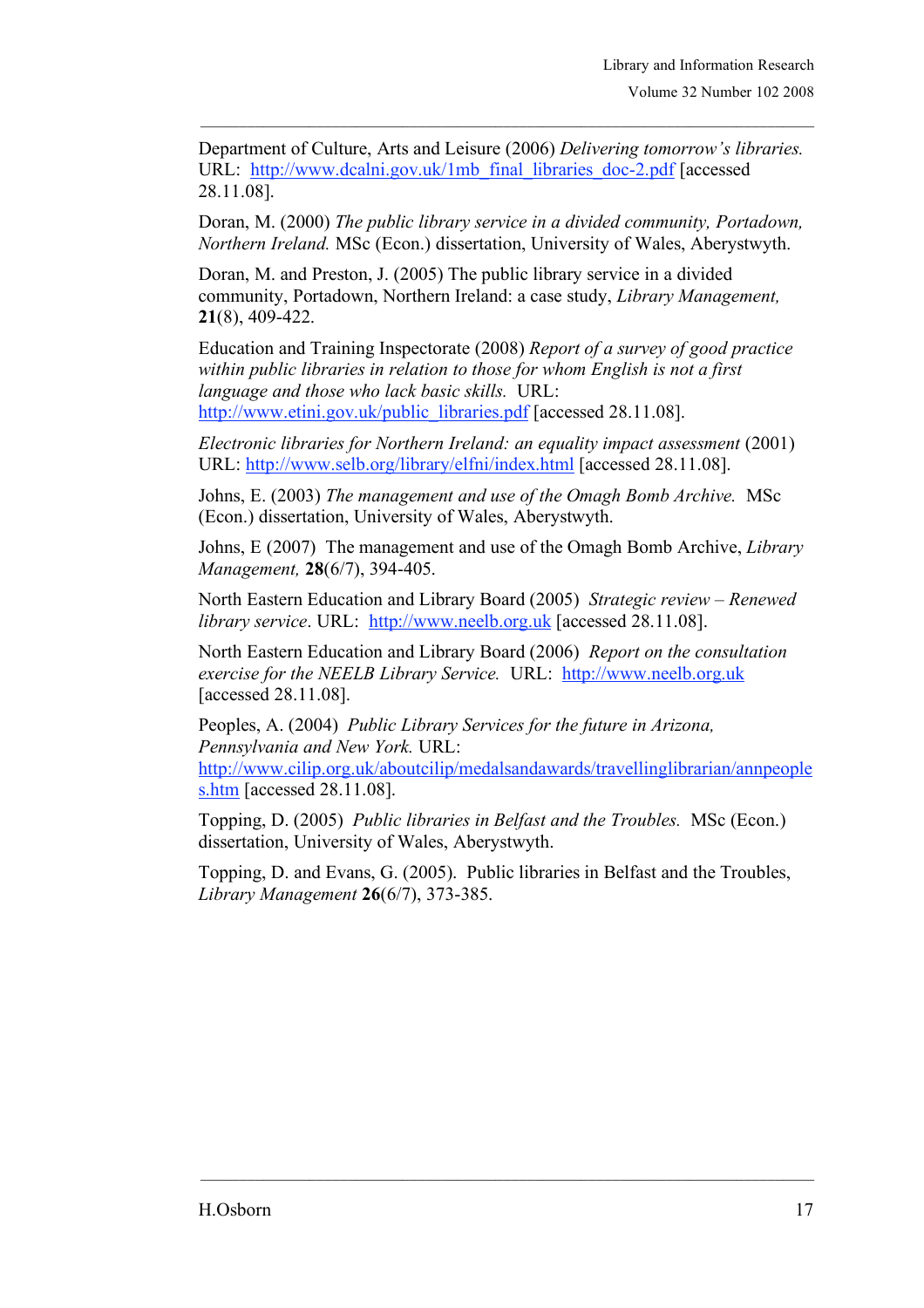Department of Culture, Arts and Leisure (2006) *Delivering tomorrow's libraries.* URL: http://www.dcalni.gov.uk/1mb_final_libraries_doc-2.pdf [accessed 28.11.08].

Doran, M. (2000) *The public library service in a divided community, Portadown, Northern Ireland.* MSc (Econ.) dissertation, University of Wales, Aberystwyth.

Doran, M. and Preston, J. (2005) The public library service in a divided community, Portadown, Northern Ireland: a case study, *Library Management,* **21**(8), 409-422.

Education and Training Inspectorate (2008) *Report of a survey of good practice within public libraries in relation to those for whom English is not a first language and those who lack basic skills.* URL: http://www.etini.gov.uk/public_libraries.pdf [accessed 28.11.08].

*Electronic libraries for Northern Ireland: an equality impact assessment* (2001) URL: http://www.selb.org/library/elfni/index.html [accessed 28.11.08].

Johns, E. (2003) *The management and use of the Omagh Bomb Archive.* MSc (Econ.) dissertation, University of Wales, Aberystwyth.

Johns, E (2007) The management and use of the Omagh Bomb Archive, *Library Management,* **28**(6/7), 394-405.

North Eastern Education and Library Board (2005) *Strategic review – Renewed library service*. URL: http://www.neelb.org.uk [accessed 28.11.08].

North Eastern Education and Library Board (2006) *Report on the consultation exercise for the NEELB Library Service.* URL: http://www.neelb.org.uk [accessed 28.11.08].

Peoples, A. (2004) *Public Library Services for the future in Arizona, Pennsylvania and New York.* URL: http://www.cilip.org.uk/aboutcilip/medalsandawards/travellinglibrarian/annpeoples.htm [accessed 28.11.08].

Topping, D. (2005) *Public libraries in Belfast and the Troubles.* MSc (Econ.) dissertation, University of Wales, Aberystwyth.

Topping, D. and Evans, G. (2005). Public libraries in Belfast and the Troubles, *Library Management* **26**(6/7), 373-385.